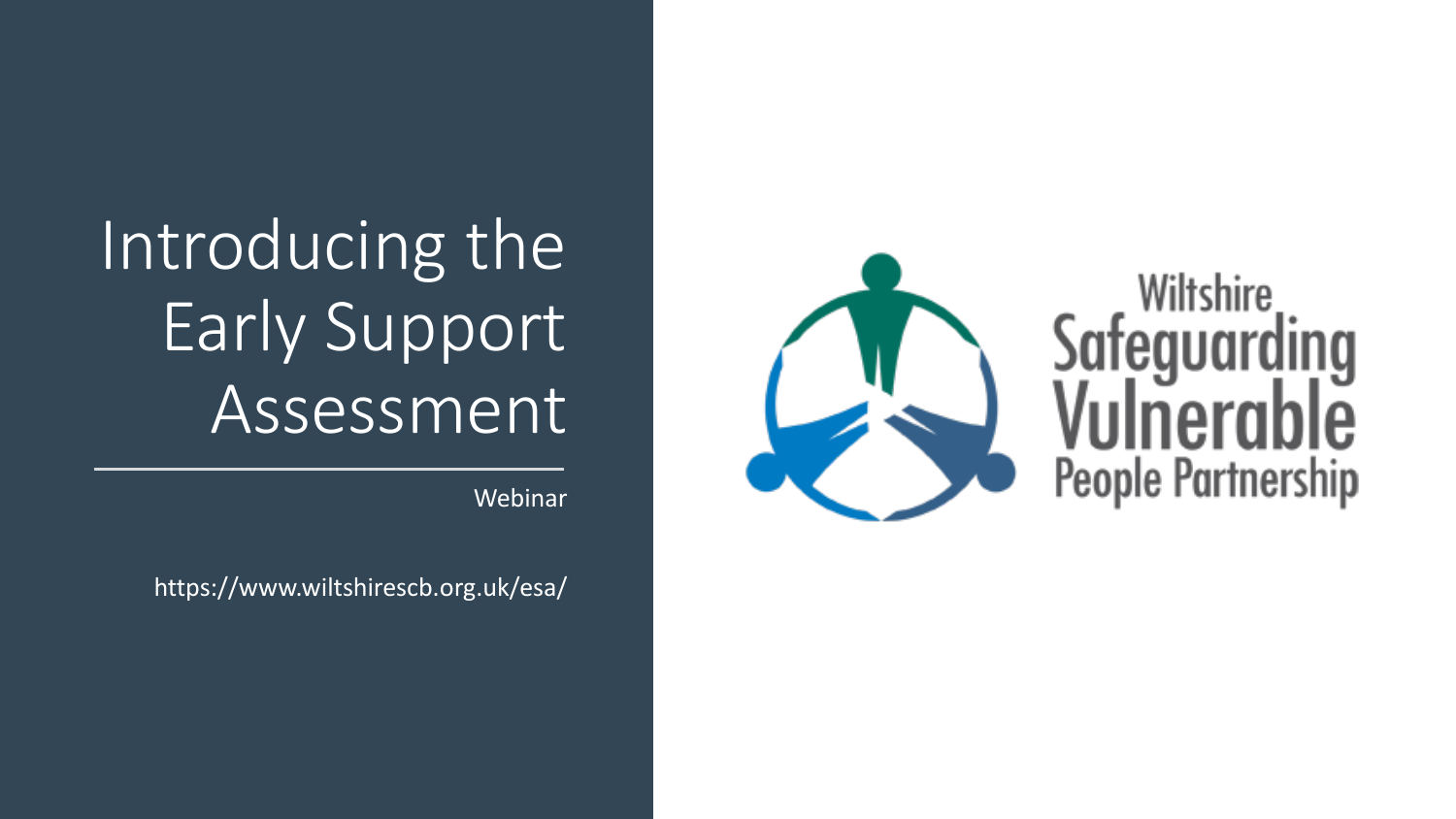# Introducing the Early Support Assessment

Webinar

https://www.wiltshirescb.org.uk/esa/

Wiltshire Safeguarding Vulnerable People Partnership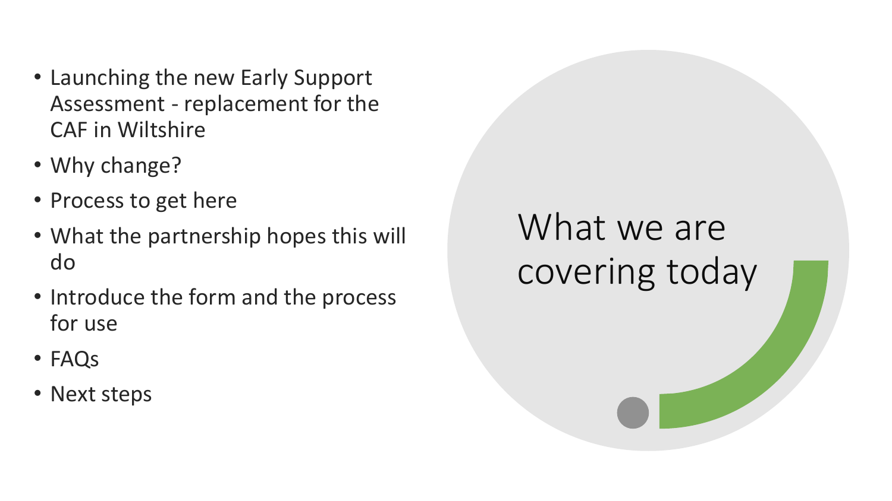# What we are covering today

- Launching the new Early Support Assessment - replacement for the CAF in Wiltshire
- Why change?
- Process to get here
- What the partnership hopes this will do
- Introduce the form and the process for use
- FAQs
- Next steps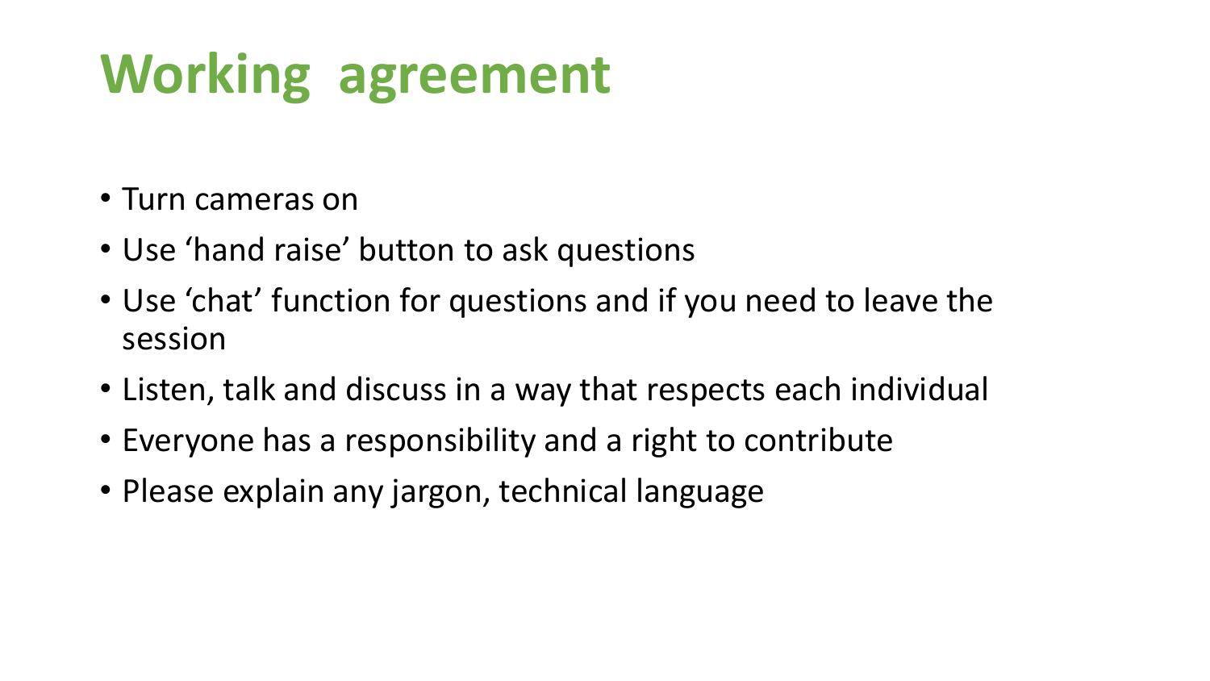# Working agreement

- Turn cameras on
- Use 'hand raise' button to ask questions
- Use 'chat' function for questions and if you need to leave the session
- Listen, talk and discuss in a way that respects each individual
- Everyone has a responsibility and a right to contribute
- Please explain any jargon, technical language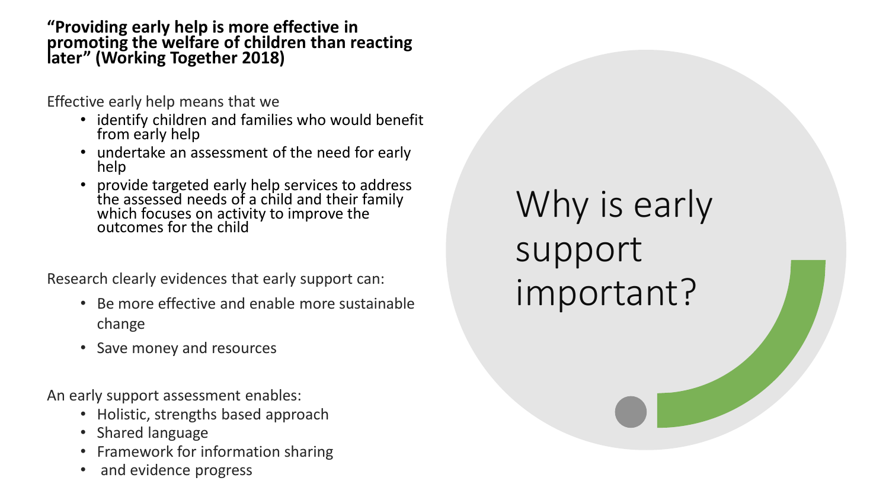# Why is early support important?

**"Providing early help is more effective in promoting the welfare of children than reacting later" (Working Together 2018)**

Effective early help means that we

- identify children and families who would benefit from early help
- undertake an assessment of the need for early help
- provide targeted early help services to address the assessed needs of a child and their family which focuses on activity to improve the outcomes for the child

Research clearly evidences that early support can:

- Be more effective and enable more sustainable change
- Save money and resources

An early support assessment enables:

- Holistic, strengths based approach
- Shared language
- Framework for information sharing
- and evidence progress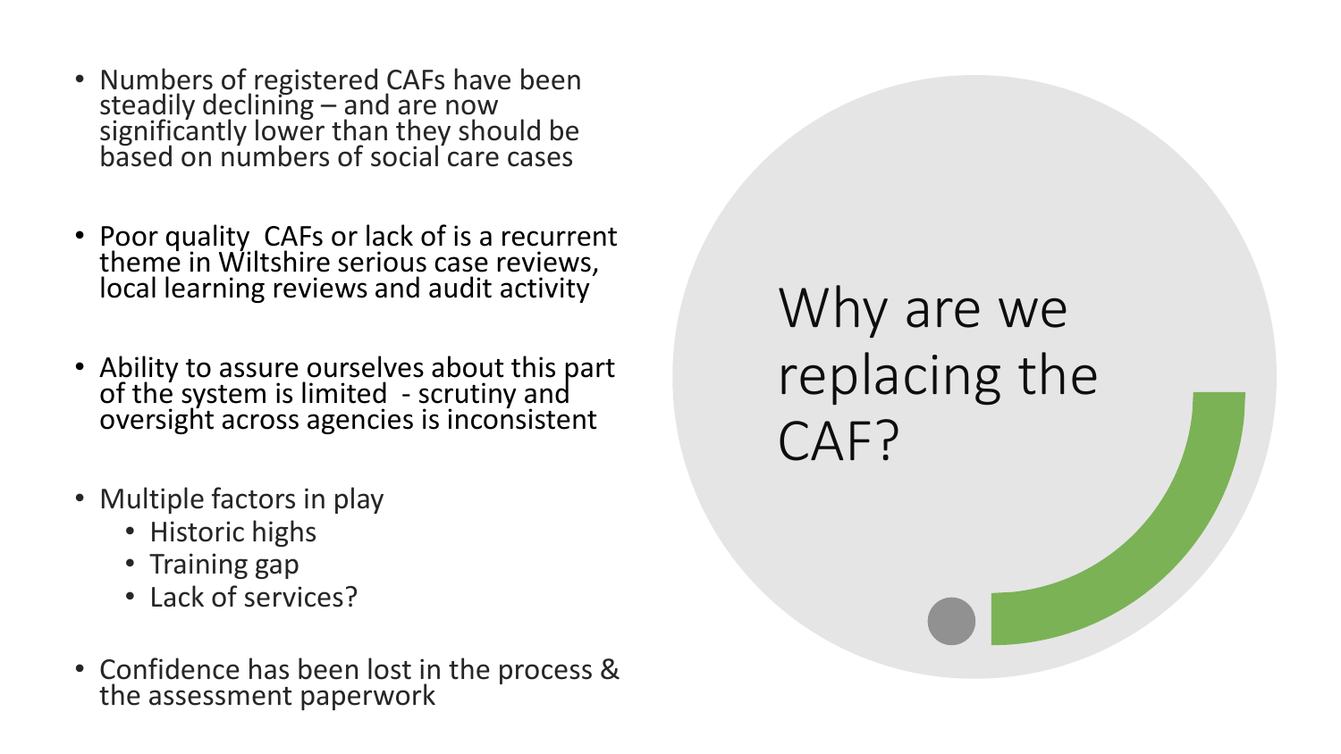# Why are we replacing the CAF?

- Numbers of registered CAFs have been steadily declining – and are now significantly lower than they should be based on numbers of social care cases
- Poor quality CAFs or lack of is a recurrent theme in Wiltshire serious case reviews, local learning reviews and audit activity
- Ability to assure ourselves about this part of the system is limited - scrutiny and oversight across agencies is inconsistent
- Multiple factors in play
  - Historic highs
  - Training gap
  - Lack of services?
- Confidence has been lost in the process & the assessment paperwork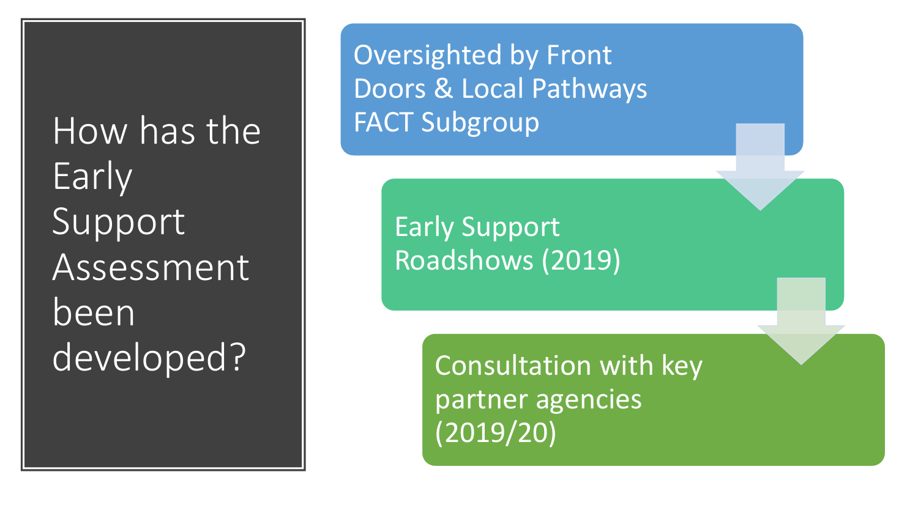# How has the Early Support Assessment been developed?

- Oversighted by Front Doors & Local Pathways FACT Subgroup
- Early Support Roadshows (2019)
- Consultation with key partner agencies (2019/20)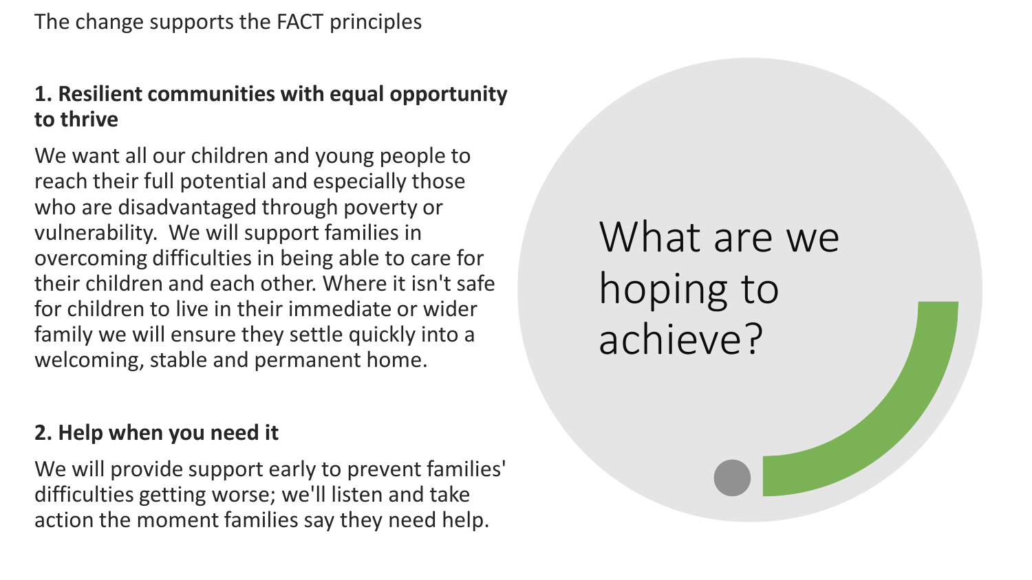# What are we hoping to achieve?

The change supports the FACT principles

**1. Resilient communities with equal opportunity to thrive**

We want all our children and young people to reach their full potential and especially those who are disadvantaged through poverty or vulnerability. We will support families in overcoming difficulties in being able to care for their children and each other. Where it isn't safe for children to live in their immediate or wider family we will ensure they settle quickly into a welcoming, stable and permanent home.

**2. Help when you need it**

We will provide support early to prevent families' difficulties getting worse; we'll listen and take action the moment families say they need help.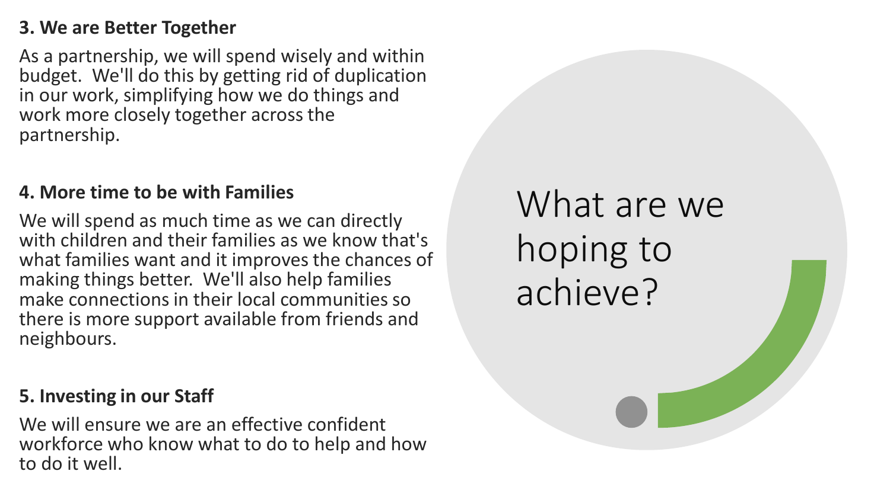## What are we hoping to achieve?

**3. We are Better Together**

As a partnership, we will spend wisely and within budget. We'll do this by getting rid of duplication in our work, simplifying how we do things and work more closely together across the partnership.

**4. More time to be with Families**

We will spend as much time as we can directly with children and their families as we know that's what families want and it improves the chances of making things better. We'll also help families make connections in their local communities so there is more support available from friends and neighbours.

**5. Investing in our Staff**

We will ensure we are an effective confident workforce who know what to do to help and how to do it well.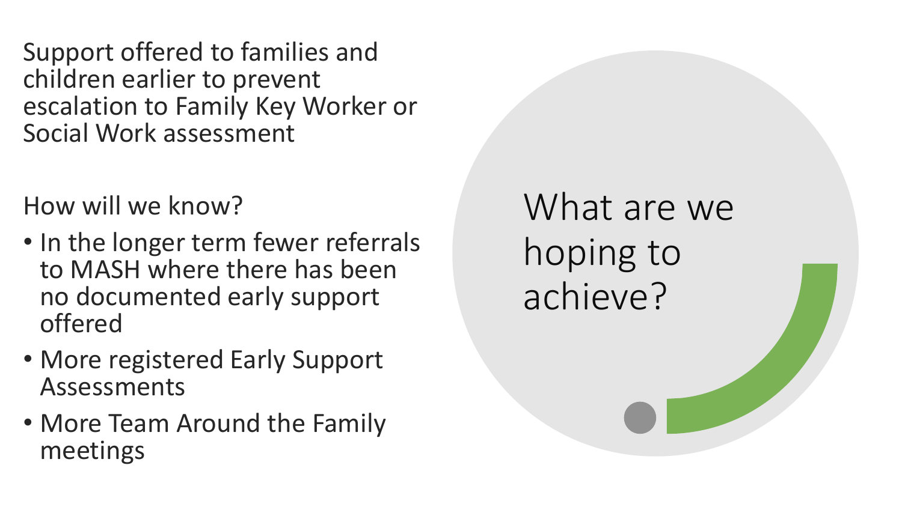# What are we hoping to achieve?

Support offered to families and children earlier to prevent escalation to Family Key Worker or Social Work assessment

How will we know?

- In the longer term fewer referrals to MASH where there has been no documented early support offered
- More registered Early Support Assessments
- More Team Around the Family meetings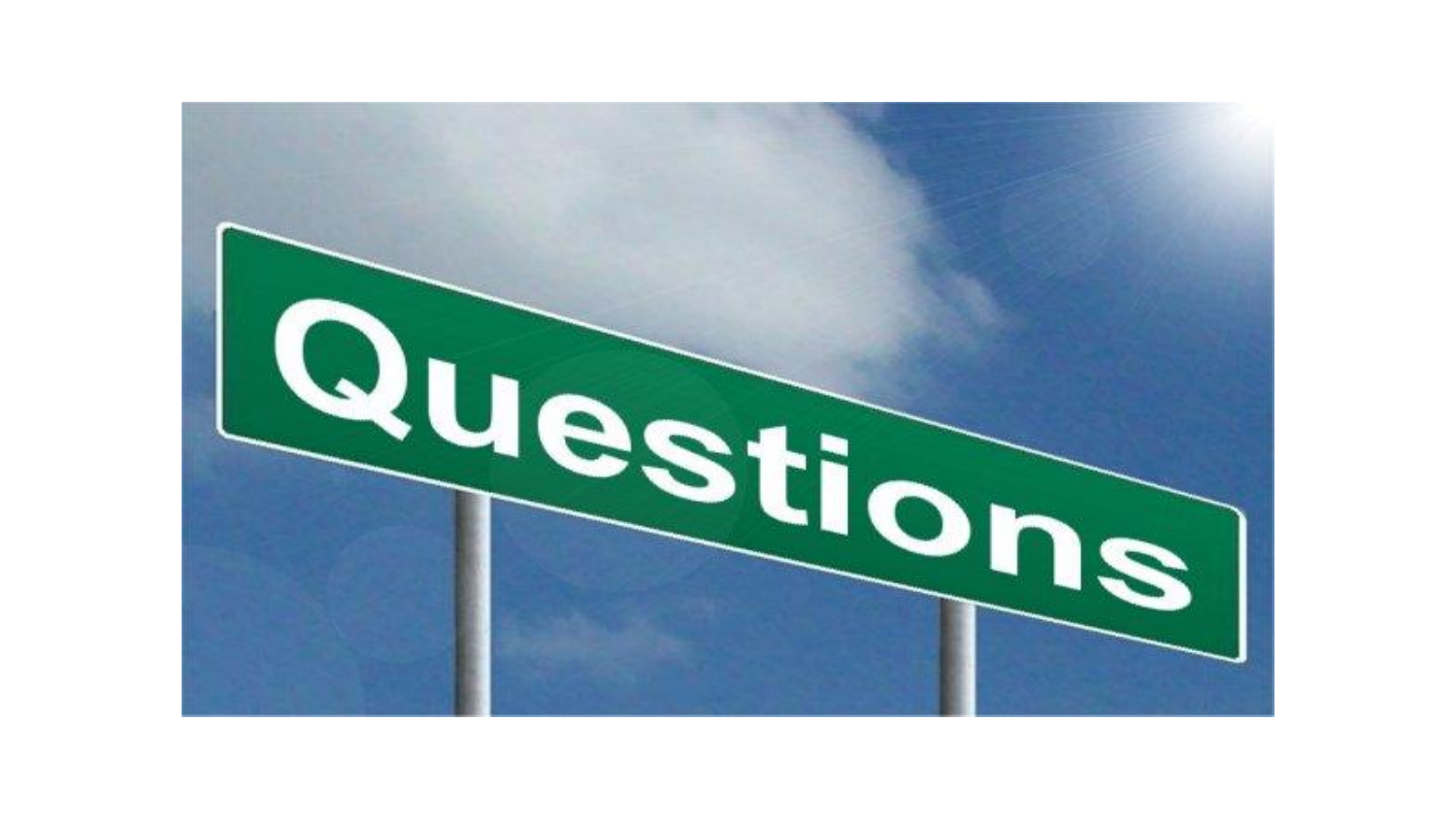Questions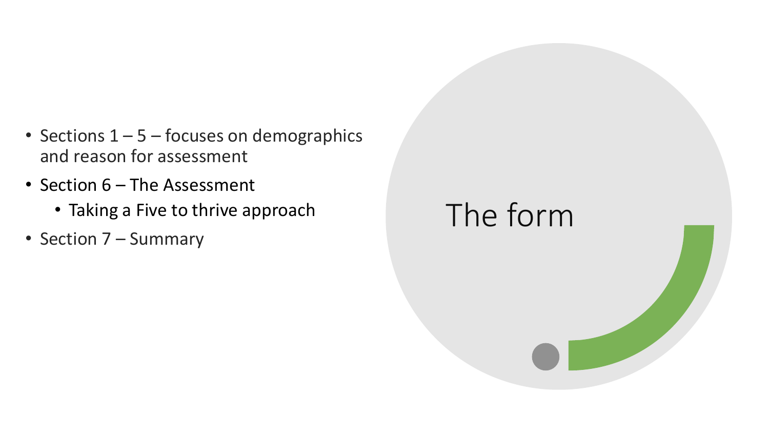# The form

- Sections 1 – 5 – focuses on demographics and reason for assessment
- Section 6 – The Assessment
  - Taking a Five to thrive approach
- Section 7 – Summary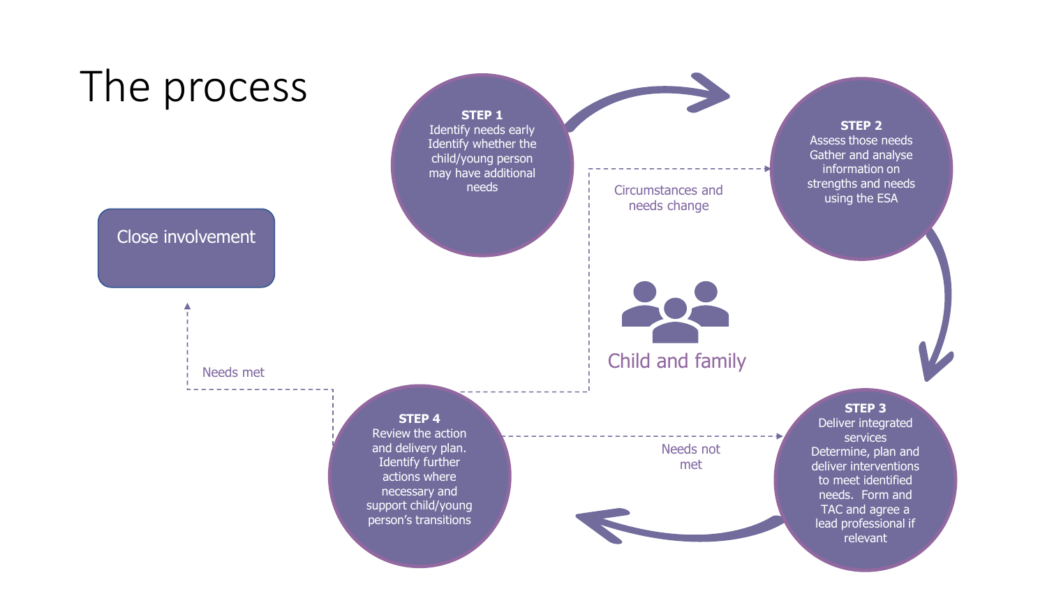# The process

**STEP 1**
Identify needs early
Identify whether the child/young person may have additional needs

**STEP 2**
Assess those needs
Gather and analyse information on strengths and needs using the ESA

**STEP 3**
Deliver integrated services
Determine, plan and deliver interventions to meet identified needs. Form and TAC and agree a lead professional if relevant

**STEP 4**
Review the action and delivery plan.
Identify further actions where necessary and support child/young person's transitions

Circumstances and needs change

Needs not met

Needs met

Close involvement

Child and family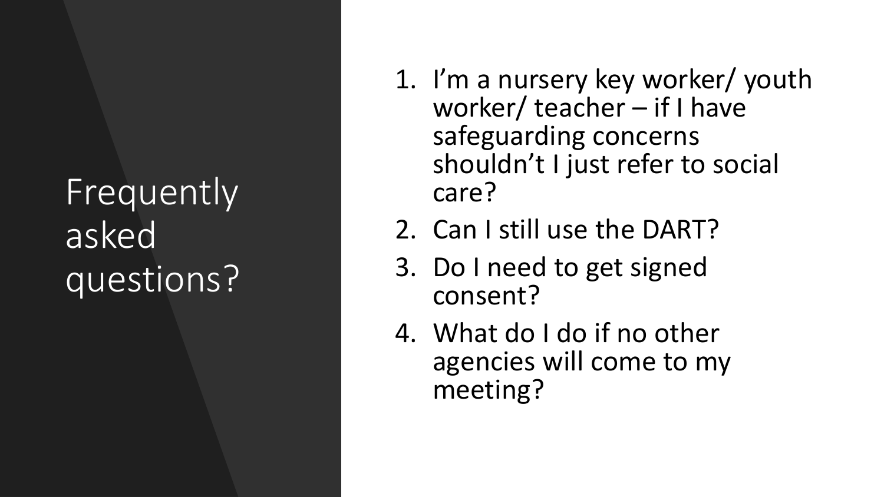# Frequently asked questions?

1. I'm a nursery key worker/ youth worker/ teacher – if I have safeguarding concerns shouldn't I just refer to social care?
2. Can I still use the DART?
3. Do I need to get signed consent?
4. What do I do if no other agencies will come to my meeting?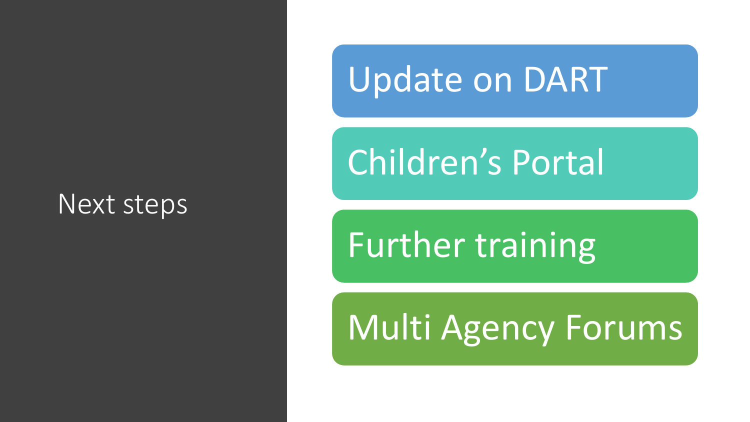# Next steps

- Update on DART
- Children’s Portal
- Further training
- Multi Agency Forums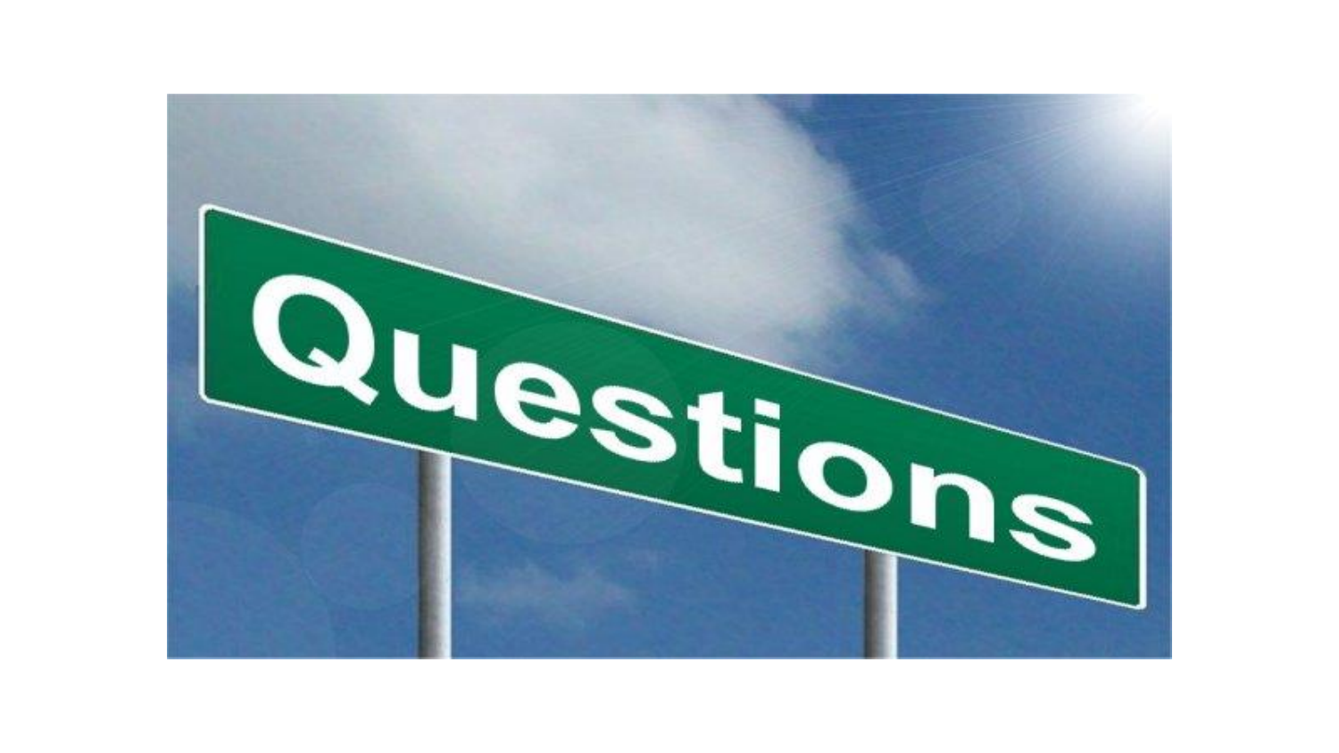# Questions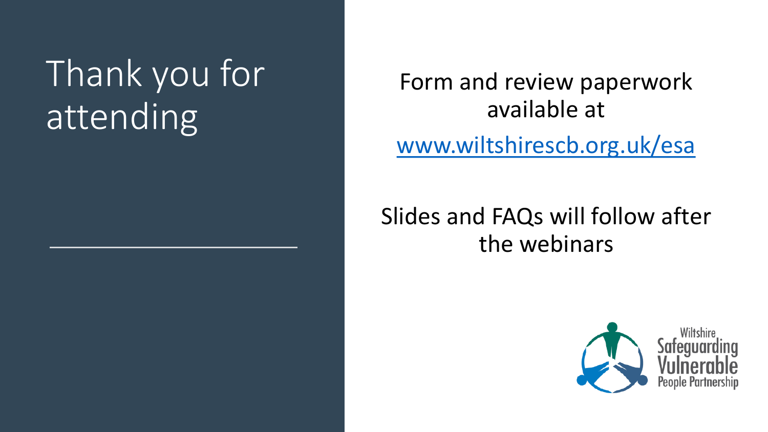# Thank you for attending

Form and review paperwork available at

www.wiltshirescb.org.uk/esa

Slides and FAQs will follow after the webinars

Wiltshire Safeguarding Vulnerable People Partnership